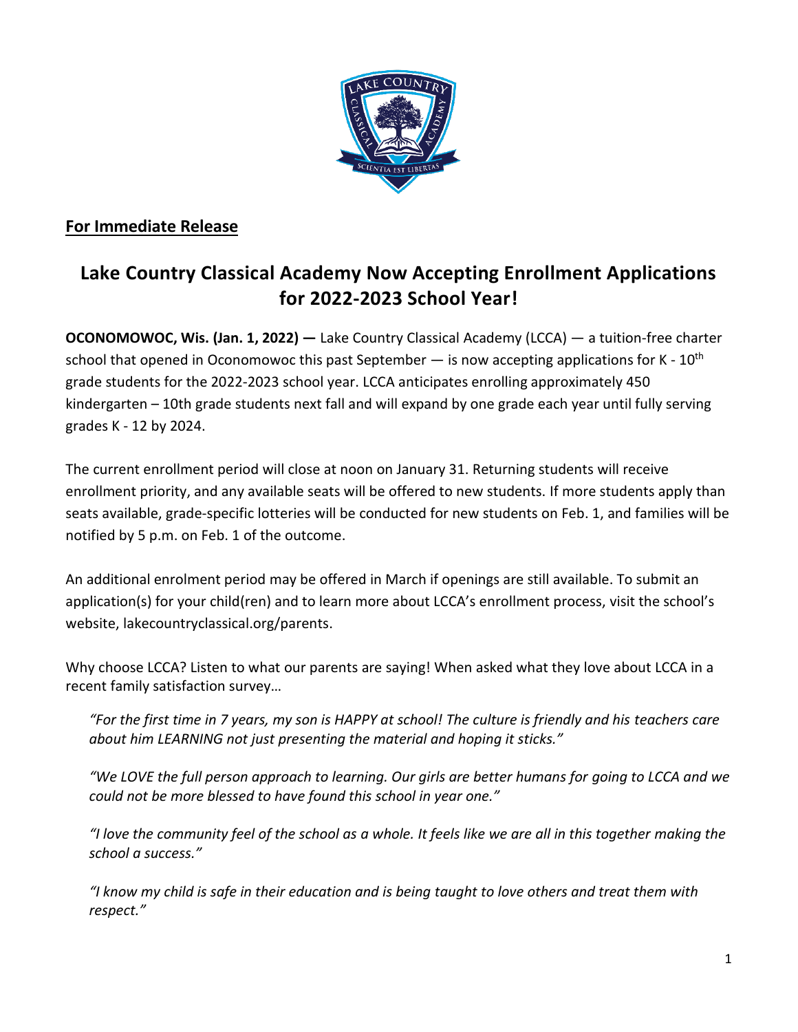**For Immediate Release**

# Lake Country Classical Academy Now Accepting Enrollment Applications for 2022-2023 School Year!

**OCONOMOWOC, Wis. (Jan. 1, 2022) —** Lake Country Classical Academy (LCCA) — a tuition-free charter school that opened in Oconomowoc this past September — is now accepting applications for K - 10th grade students for the 2022-2023 school year. LCCA anticipates enrolling approximately 450 kindergarten – 10th grade students next fall and will expand by one grade each year until fully serving grades K - 12 by 2024.

The current enrollment period will close at noon on January 31. Returning students will receive enrollment priority, and any available seats will be offered to new students. If more students apply than seats available, grade-specific lotteries will be conducted for new students on Feb. 1, and families will be notified by 5 p.m. on Feb. 1 of the outcome.

An additional enrolment period may be offered in March if openings are still available. To submit an application(s) for your child(ren) and to learn more about LCCA's enrollment process, visit the school's website, lakecountryclassical.org/parents.

Why choose LCCA? Listen to what our parents are saying! When asked what they love about LCCA in a recent family satisfaction survey…

> *"For the first time in 7 years, my son is HAPPY at school! The culture is friendly and his teachers care about him LEARNING not just presenting the material and hoping it sticks."*

> *"We LOVE the full person approach to learning. Our girls are better humans for going to LCCA and we could not be more blessed to have found this school in year one."*

> *"I love the community feel of the school as a whole. It feels like we are all in this together making the school a success."*

> *"I know my child is safe in their education and is being taught to love others and treat them with respect."*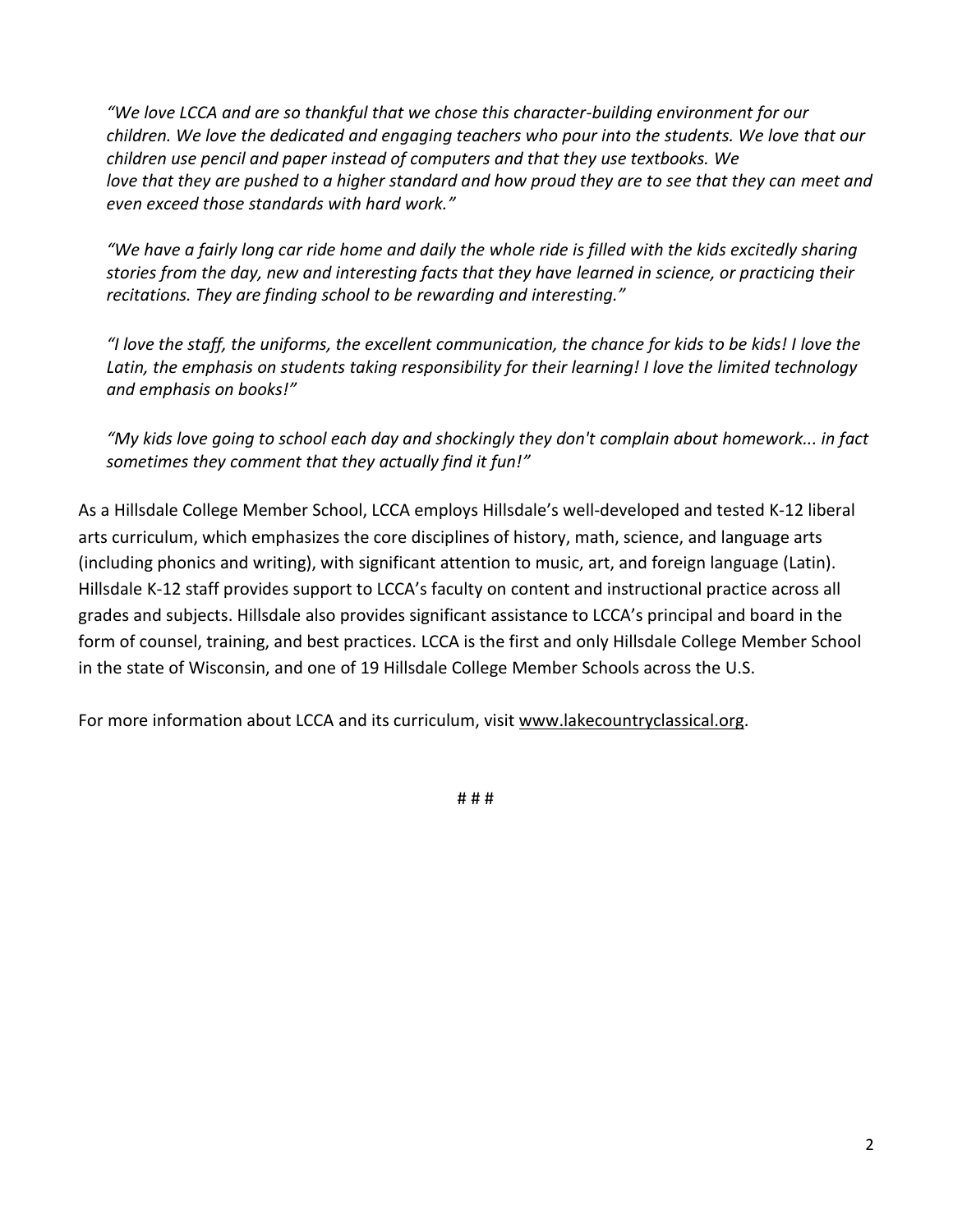*“We love LCCA and are so thankful that we chose this character-building environment for our children. We love the dedicated and engaging teachers who pour into the students. We love that our children use pencil and paper instead of computers and that they use textbooks. We love that they are pushed to a higher standard and how proud they are to see that they can meet and even exceed those standards with hard work.”*

*“We have a fairly long car ride home and daily the whole ride is filled with the kids excitedly sharing stories from the day, new and interesting facts that they have learned in science, or practicing their recitations. They are finding school to be rewarding and interesting.”*

*“I love the staff, the uniforms, the excellent communication, the chance for kids to be kids! I love the Latin, the emphasis on students taking responsibility for their learning! I love the limited technology and emphasis on books!”*

*“My kids love going to school each day and shockingly they don't complain about homework... in fact sometimes they comment that they actually find it fun!”*

As a Hillsdale College Member School, LCCA employs Hillsdale’s well-developed and tested K-12 liberal arts curriculum, which emphasizes the core disciplines of history, math, science, and language arts (including phonics and writing), with significant attention to music, art, and foreign language (Latin). Hillsdale K-12 staff provides support to LCCA’s faculty on content and instructional practice across all grades and subjects. Hillsdale also provides significant assistance to LCCA’s principal and board in the form of counsel, training, and best practices. LCCA is the first and only Hillsdale College Member School in the state of Wisconsin, and one of 19 Hillsdale College Member Schools across the U.S.

For more information about LCCA and its curriculum, visit www.lakecountryclassical.org.

# # #